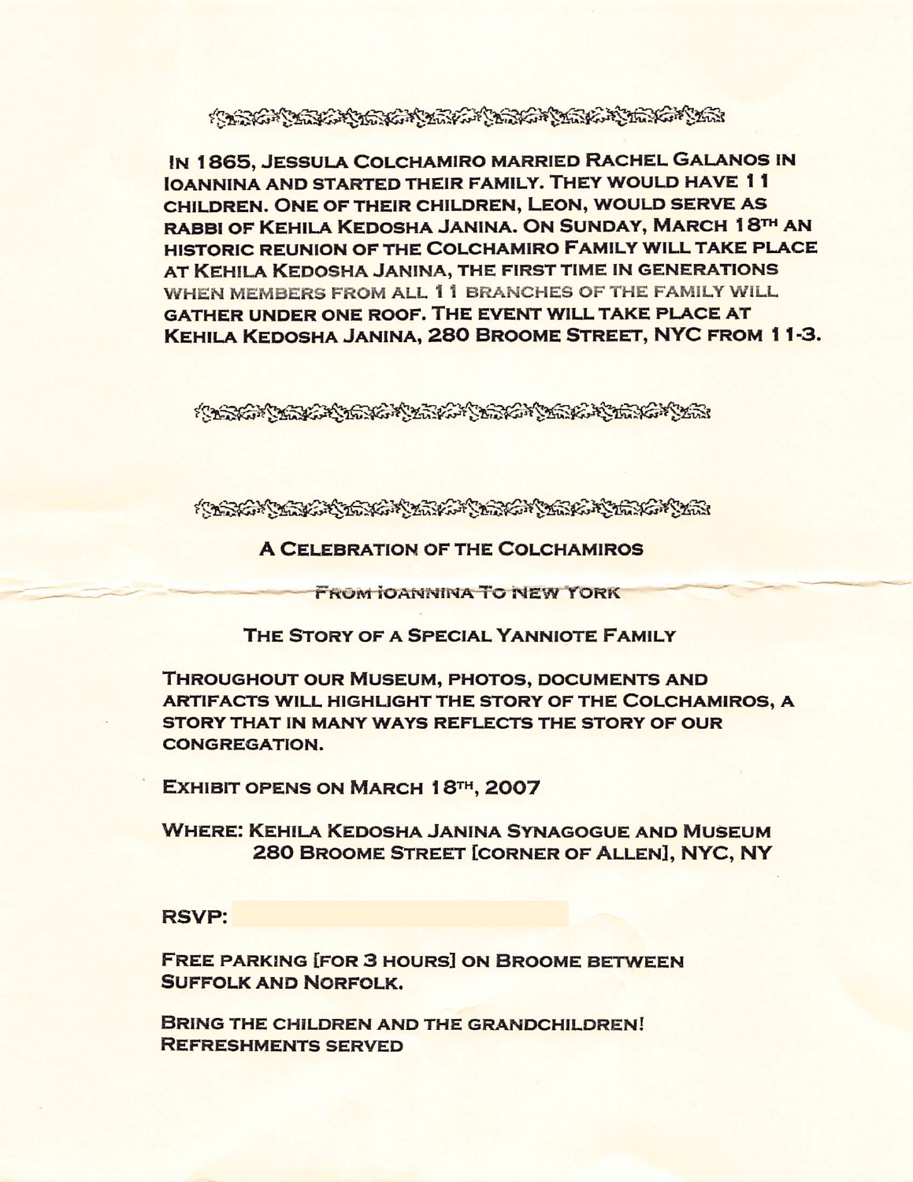In 1865, Jessula Colchamiro married Rachel Galanos in Ioannina and started their family. They would have 11 children. One of their children, Leon, would serve as rabbi of Kehila Kedosha Janina. On Sunday, March 18th an historic reunion of the Colchamiro Family will take place at Kehila Kedosha Janina, the first time in generations when members from all 11 branches of the family will gather under one roof. The event will take place at Kehila Kedosha Janina, 280 Broome Street, NYC from 11-3.

## A Celebration of the Colchamiros

### From Ioannina To New York

### The Story of a Special Yanniote Family

Throughout our Museum, photos, documents and artifacts will highlight the story of the Colchamiros, a story that in many ways reflects the story of our congregation.

Exhibit opens on March 18th, 2007

Where: Kehila Kedosha Janina Synagogue and Museum
280 Broome Street [corner of Allen], NYC, NY

RSVP:

Free parking [for 3 hours] on Broome between Suffolk and Norfolk.

Bring the children and the grandchildren!
Refreshments served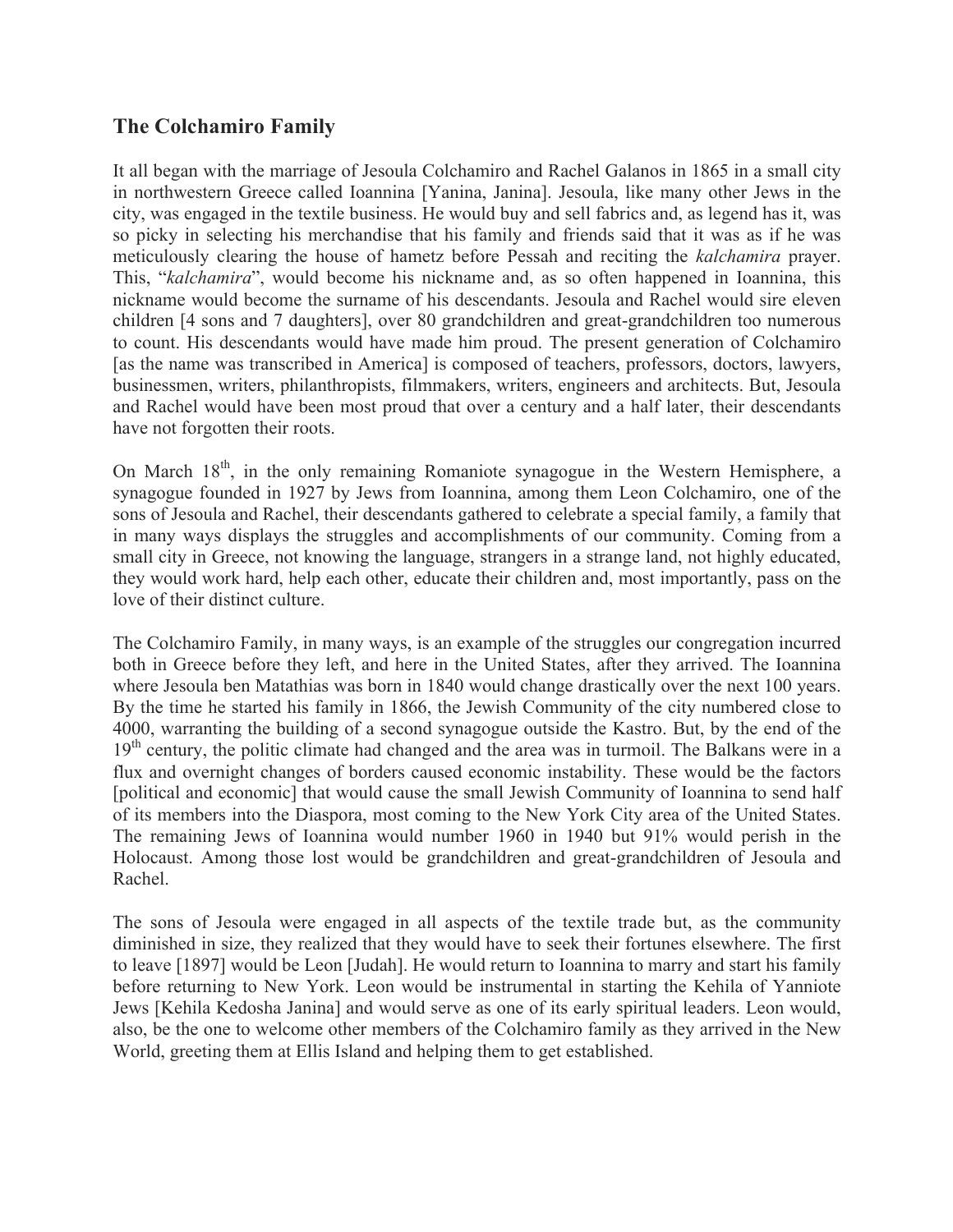## The Colchamiro Family

It all began with the marriage of Jesoula Colchamiro and Rachel Galanos in 1865 in a small city in northwestern Greece called Ioannina [Yanina, Janina]. Jesoula, like many other Jews in the city, was engaged in the textile business. He would buy and sell fabrics and, as legend has it, was so picky in selecting his merchandise that his family and friends said that it was as if he was meticulously clearing the house of hametz before Pessah and reciting the *kalchamira* prayer. This, "*kalchamira*", would become his nickname and, as so often happened in Ioannina, this nickname would become the surname of his descendants. Jesoula and Rachel would sire eleven children [4 sons and 7 daughters], over 80 grandchildren and great-grandchildren too numerous to count. His descendants would have made him proud. The present generation of Colchamiro [as the name was transcribed in America] is composed of teachers, professors, doctors, lawyers, businessmen, writers, philanthropists, filmmakers, writers, engineers and architects. But, Jesoula and Rachel would have been most proud that over a century and a half later, their descendants have not forgotten their roots.

On March 18th, in the only remaining Romaniote synagogue in the Western Hemisphere, a synagogue founded in 1927 by Jews from Ioannina, among them Leon Colchamiro, one of the sons of Jesoula and Rachel, their descendants gathered to celebrate a special family, a family that in many ways displays the struggles and accomplishments of our community. Coming from a small city in Greece, not knowing the language, strangers in a strange land, not highly educated, they would work hard, help each other, educate their children and, most importantly, pass on the love of their distinct culture.

The Colchamiro Family, in many ways, is an example of the struggles our congregation incurred both in Greece before they left, and here in the United States, after they arrived. The Ioannina where Jesoula ben Matathias was born in 1840 would change drastically over the next 100 years. By the time he started his family in 1866, the Jewish Community of the city numbered close to 4000, warranting the building of a second synagogue outside the Kastro. But, by the end of the 19th century, the politic climate had changed and the area was in turmoil. The Balkans were in a flux and overnight changes of borders caused economic instability. These would be the factors [political and economic] that would cause the small Jewish Community of Ioannina to send half of its members into the Diaspora, most coming to the New York City area of the United States. The remaining Jews of Ioannina would number 1960 in 1940 but 91% would perish in the Holocaust. Among those lost would be grandchildren and great-grandchildren of Jesoula and Rachel.

The sons of Jesoula were engaged in all aspects of the textile trade but, as the community diminished in size, they realized that they would have to seek their fortunes elsewhere. The first to leave [1897] would be Leon [Judah]. He would return to Ioannina to marry and start his family before returning to New York. Leon would be instrumental in starting the Kehila of Yanniote Jews [Kehila Kedosha Janina] and would serve as one of its early spiritual leaders. Leon would, also, be the one to welcome other members of the Colchamiro family as they arrived in the New World, greeting them at Ellis Island and helping them to get established.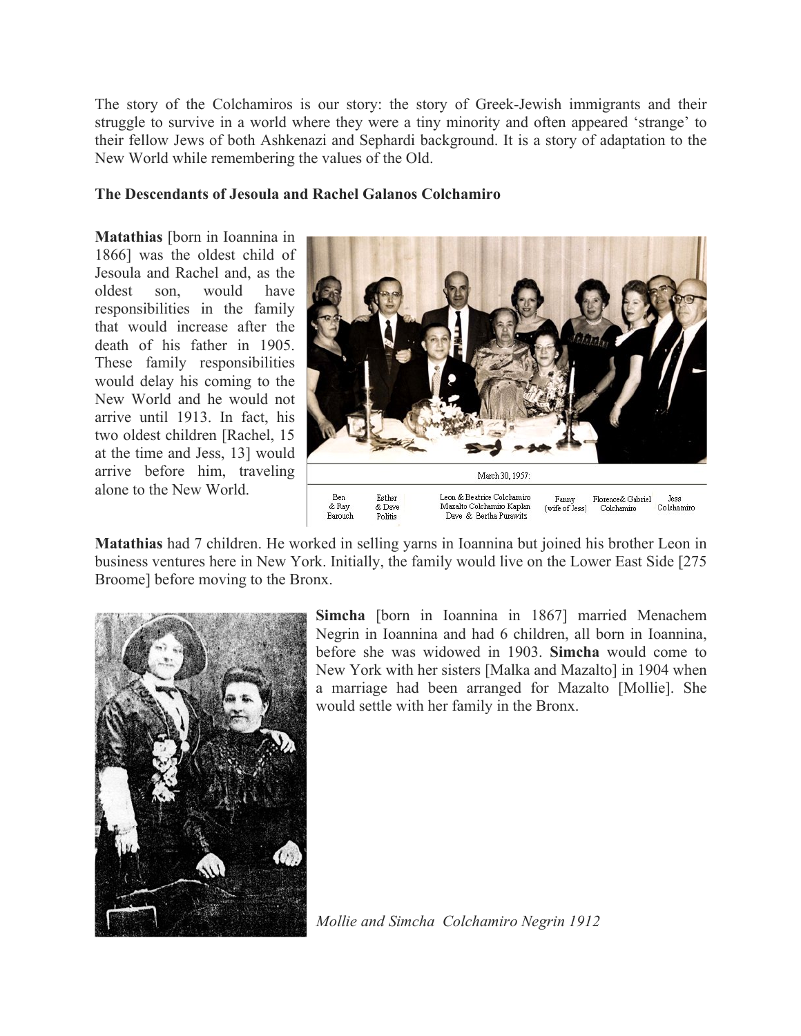The story of the Colchamiros is our story: the story of Greek-Jewish immigrants and their struggle to survive in a world where they were a tiny minority and often appeared 'strange' to their fellow Jews of both Ashkenazi and Sephardi background. It is a story of adaptation to the New World while remembering the values of the Old.

**The Descendants of Jesoula and Rachel Galanos Colchamiro**

**Matathias** [born in Ioannina in 1866] was the oldest child of Jesoula and Rachel and, as the oldest son, would have responsibilities in the family that would increase after the death of his father in 1905. These family responsibilities would delay his coming to the New World and he would not arrive until 1913. In fact, his two oldest children [Rachel, 15 at the time and Jess, 13] would arrive before him, traveling alone to the New World.

March 30, 1957:

Ben & Ray Barouch | Esther & Dave Politis | Leon & Beatrice Colchamiro Mazalto Colchamiro Kaplan Dave & Bertha Purawitz | Fanny (wife of Jess) | Florence& Gabriel Colchamiro | Jess Colchamiro

**Matathias** had 7 children. He worked in selling yarns in Ioannina but joined his brother Leon in business ventures here in New York. Initially, the family would live on the Lower East Side [275 Broome] before moving to the Bronx.

**Simcha** [born in Ioannina in 1867] married Menachem Negrin in Ioannina and had 6 children, all born in Ioannina, before she was widowed in 1903. **Simcha** would come to New York with her sisters [Malka and Mazalto] in 1904 when a marriage had been arranged for Mazalto [Mollie]. She would settle with her family in the Bronx.

*Mollie and Simcha Colchamiro Negrin 1912*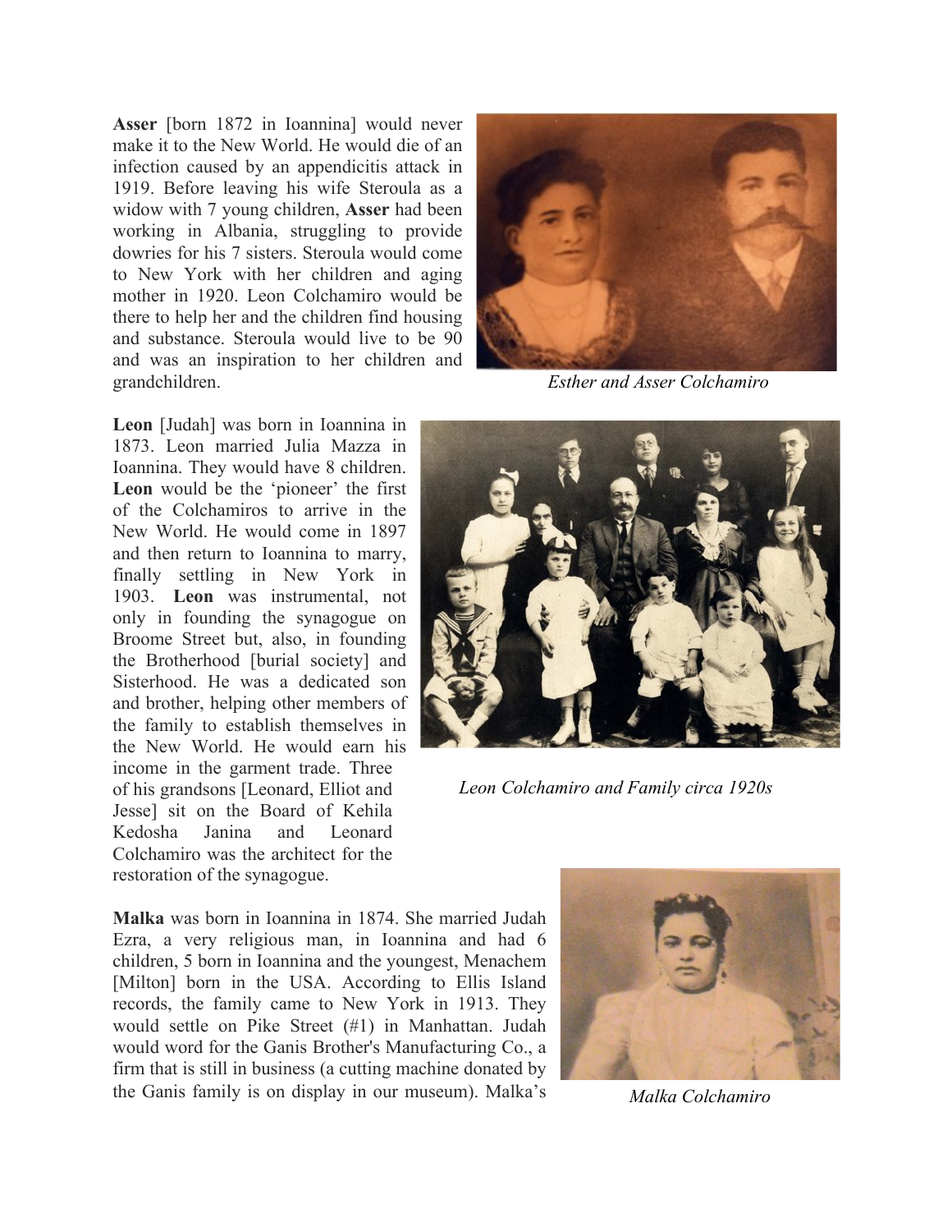**Asser** [born 1872 in Ioannina] would never make it to the New World. He would die of an infection caused by an appendicitis attack in 1919. Before leaving his wife Steroula as a widow with 7 young children, **Asser** had been working in Albania, struggling to provide dowries for his 7 sisters. Steroula would come to New York with her children and aging mother in 1920. Leon Colchamiro would be there to help her and the children find housing and substance. Steroula would live to be 90 and was an inspiration to her children and grandchildren.

*Esther and Asser Colchamiro*

**Leon** [Judah] was born in Ioannina in 1873. Leon married Julia Mazza in Ioannina. They would have 8 children. **Leon** would be the 'pioneer' the first of the Colchamiros to arrive in the New World. He would come in 1897 and then return to Ioannina to marry, finally settling in New York in 1903. **Leon** was instrumental, not only in founding the synagogue on Broome Street but, also, in founding the Brotherhood [burial society] and Sisterhood. He was a dedicated son and brother, helping other members of the family to establish themselves in the New World. He would earn his income in the garment trade. Three of his grandsons [Leonard, Elliot and Jesse] sit on the Board of Kehila Kedosha Janina and Leonard Colchamiro was the architect for the restoration of the synagogue.

*Leon Colchamiro and Family circa 1920s*

**Malka** was born in Ioannina in 1874. She married Judah Ezra, a very religious man, in Ioannina and had 6 children, 5 born in Ioannina and the youngest, Menachem [Milton] born in the USA. According to Ellis Island records, the family came to New York in 1913. They would settle on Pike Street (#1) in Manhattan. Judah would word for the Ganis Brother's Manufacturing Co., a firm that is still in business (a cutting machine donated by the Ganis family is on display in our museum). Malka's

*Malka Colchamiro*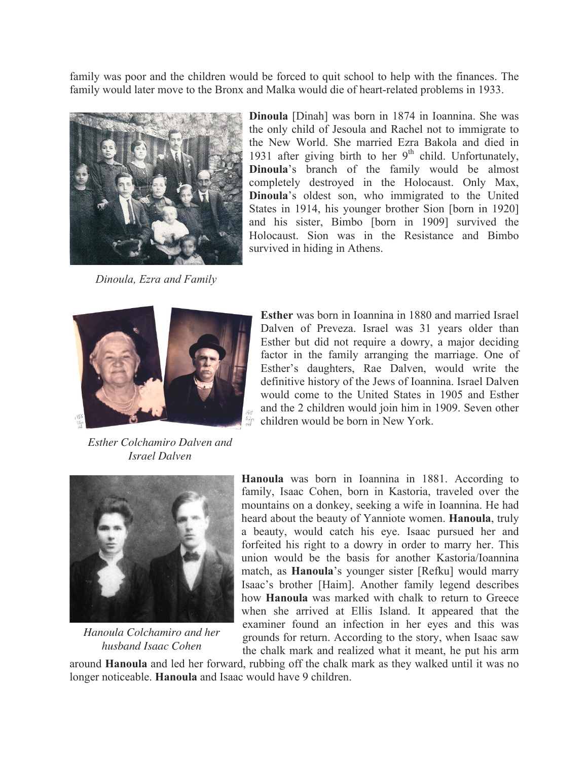family was poor and the children would be forced to quit school to help with the finances. The family would later move to the Bronx and Malka would die of heart-related problems in 1933.

**Dinoula** [Dinah] was born in 1874 in Ioannina. She was the only child of Jesoula and Rachel not to immigrate to the New World. She married Ezra Bakola and died in 1931 after giving birth to her 9th child. Unfortunately, **Dinoula**'s branch of the family would be almost completely destroyed in the Holocaust. Only Max, **Dinoula**'s oldest son, who immigrated to the United States in 1914, his younger brother Sion [born in 1920] and his sister, Bimbo [born in 1909] survived the Holocaust. Sion was in the Resistance and Bimbo survived in hiding in Athens.

*Dinoula, Ezra and Family*

**Esther** was born in Ioannina in 1880 and married Israel Dalven of Preveza. Israel was 31 years older than Esther but did not require a dowry, a major deciding factor in the family arranging the marriage. One of Esther's daughters, Rae Dalven, would write the definitive history of the Jews of Ioannina. Israel Dalven would come to the United States in 1905 and Esther and the 2 children would join him in 1909. Seven other children would be born in New York.

*Esther Colchamiro Dalven and Israel Dalven*

**Hanoula** was born in Ioannina in 1881. According to family, Isaac Cohen, born in Kastoria, traveled over the mountains on a donkey, seeking a wife in Ioannina. He had heard about the beauty of Yanniote women. **Hanoula**, truly a beauty, would catch his eye. Isaac pursued her and forfeited his right to a dowry in order to marry her. This union would be the basis for another Kastoria/Ioannina match, as **Hanoula**'s younger sister [Refku] would marry Isaac's brother [Haim]. Another family legend describes how **Hanoula** was marked with chalk to return to Greece when she arrived at Ellis Island. It appeared that the examiner found an infection in her eyes and this was grounds for return. According to the story, when Isaac saw the chalk mark and realized what it meant, he put his arm around **Hanoula** and led her forward, rubbing off the chalk mark as they walked until it was no longer noticeable. **Hanoula** and Isaac would have 9 children.

*Hanoula Colchamiro and her husband Isaac Cohen*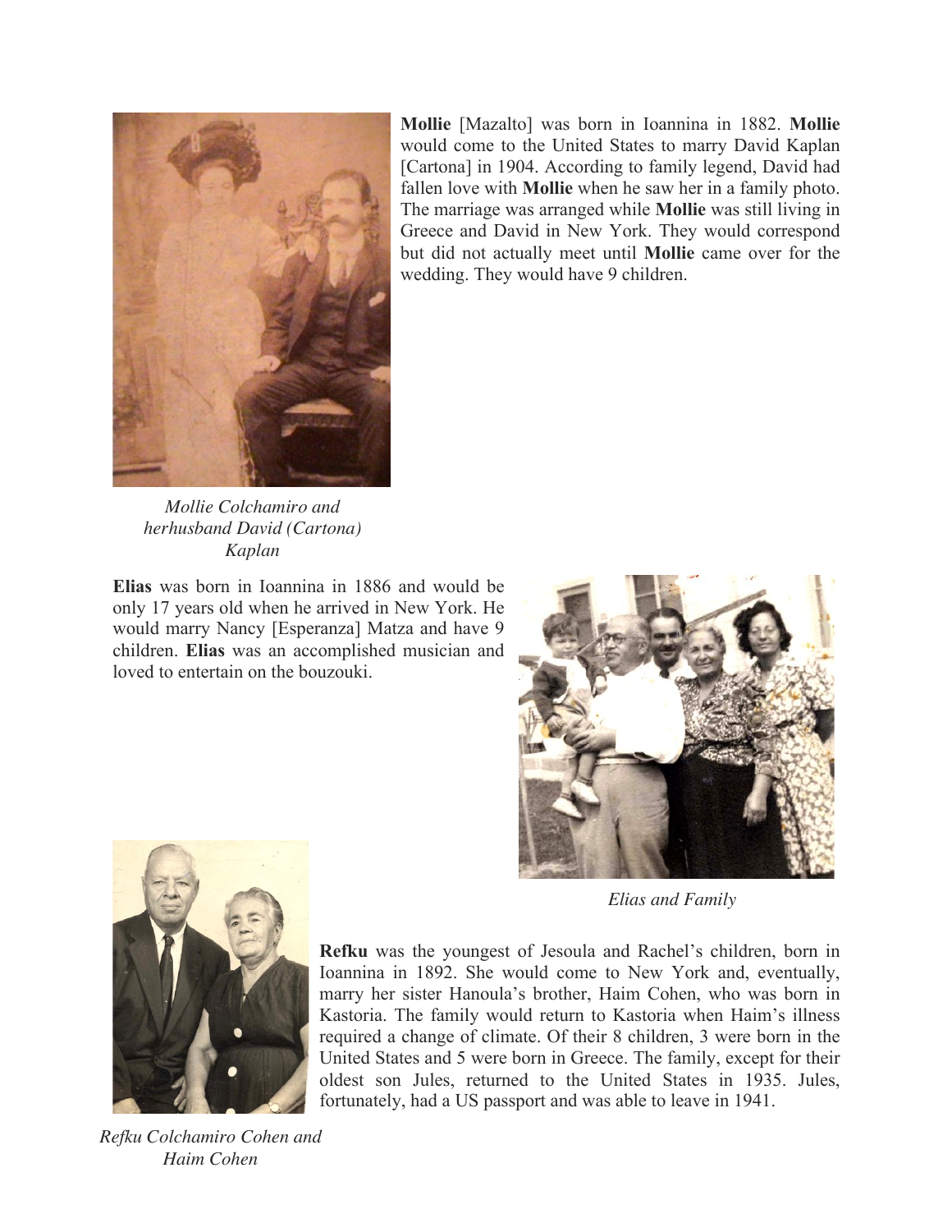**Mollie** [Mazalto] was born in Ioannina in 1882. **Mollie** would come to the United States to marry David Kaplan [Cartona] in 1904. According to family legend, David had fallen love with **Mollie** when he saw her in a family photo. The marriage was arranged while **Mollie** was still living in Greece and David in New York. They would correspond but did not actually meet until **Mollie** came over for the wedding. They would have 9 children.

*Mollie Colchamiro and herhusband David (Cartona) Kaplan*

**Elias** was born in Ioannina in 1886 and would be only 17 years old when he arrived in New York. He would marry Nancy [Esperanza] Matza and have 9 children. **Elias** was an accomplished musician and loved to entertain on the bouzouki.

*Elias and Family*

**Refku** was the youngest of Jesoula and Rachel's children, born in Ioannina in 1892. She would come to New York and, eventually, marry her sister Hanoula's brother, Haim Cohen, who was born in Kastoria. The family would return to Kastoria when Haim's illness required a change of climate. Of their 8 children, 3 were born in the United States and 5 were born in Greece. The family, except for their oldest son Jules, returned to the United States in 1935. Jules, fortunately, had a US passport and was able to leave in 1941.

*Refku Colchamiro Cohen and Haim Cohen*